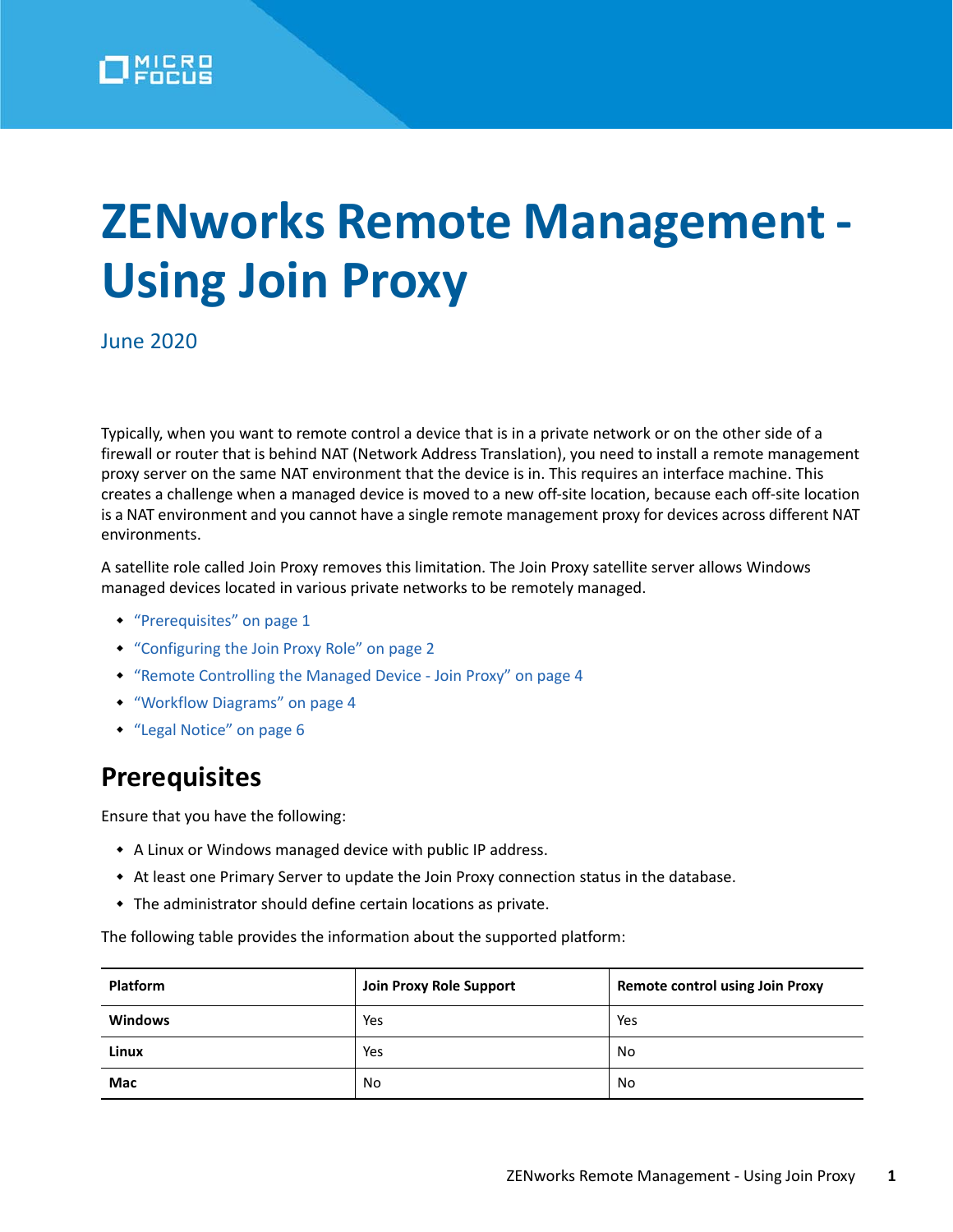# ZENworks Remote Management - Using Join Proxy

June 2020

Typically, when you want to remote control a device that is in a private network or on the other side of a firewall or router that is behind NAT (Network Address Translation), you need to install a remote management proxy server on the same NAT environment that the device is in. This requires an interface machine. This creates a challenge when a managed device is moved to a new off-site location, because each off-site location is a NAT environment and you cannot have a single remote management proxy for devices across different NAT environments.

A satellite role called Join Proxy removes this limitation. The Join Proxy satellite server allows Windows managed devices located in various private networks to be remotely managed.

- "Prerequisites" on page 1
- "Configuring the Join Proxy Role" on page 2
- "Remote Controlling the Managed Device - Join Proxy" on page 4
- "Workflow Diagrams" on page 4
- "Legal Notice" on page 6

## Prerequisites

Ensure that you have the following:

- A Linux or Windows managed device with public IP address.
- At least one Primary Server to update the Join Proxy connection status in the database.
- The administrator should define certain locations as private.

The following table provides the information about the supported platform:

| Platform | Join Proxy Role Support | Remote control using Join Proxy |
|---|---|---|
| **Windows** | Yes | Yes |
| **Linux** | Yes | No |
| **Mac** | No | No |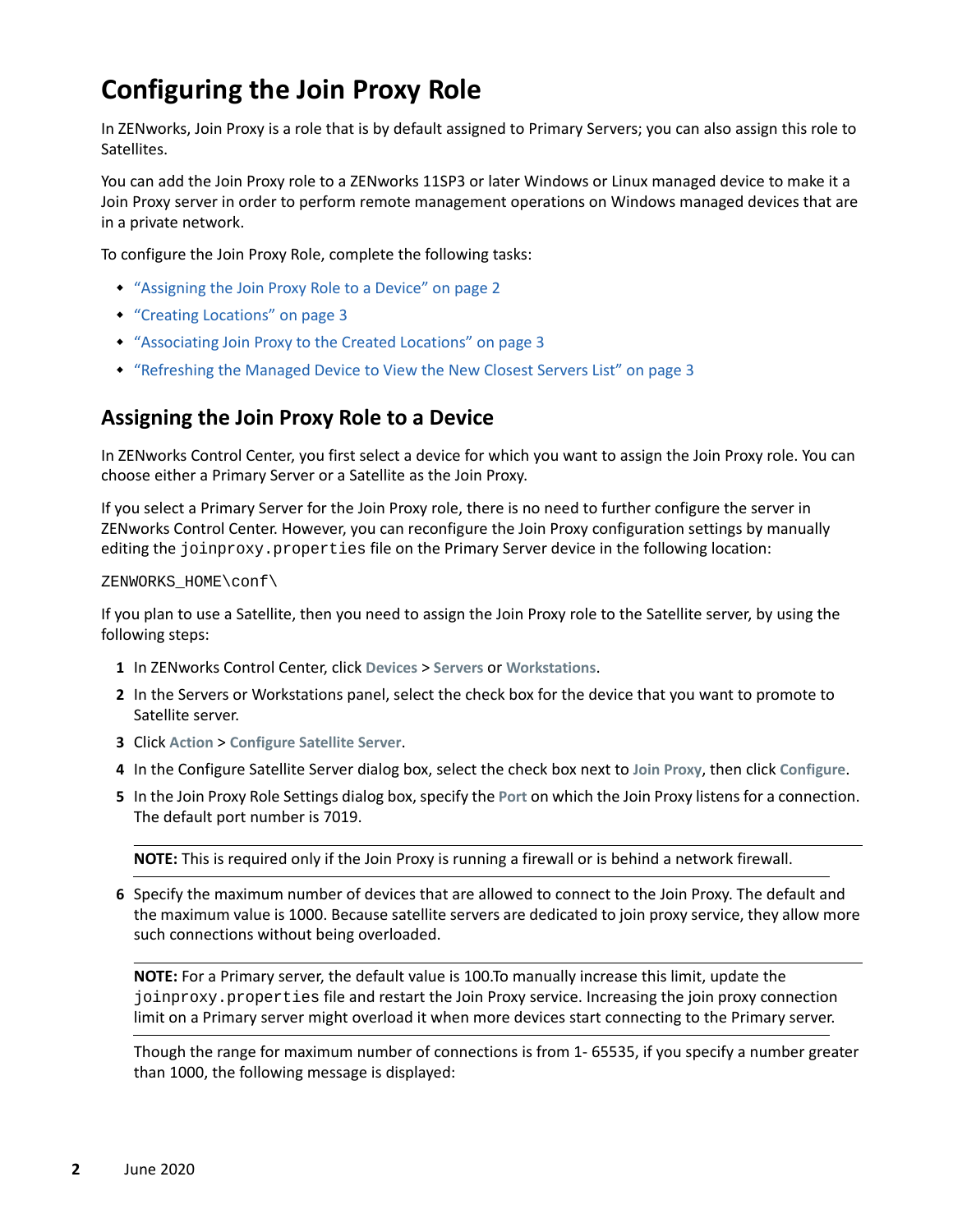# Configuring the Join Proxy Role

In ZENworks, Join Proxy is a role that is by default assigned to Primary Servers; you can also assign this role to Satellites.

You can add the Join Proxy role to a ZENworks 11SP3 or later Windows or Linux managed device to make it a Join Proxy server in order to perform remote management operations on Windows managed devices that are in a private network.

To configure the Join Proxy Role, complete the following tasks:

- "Assigning the Join Proxy Role to a Device" on page 2
- "Creating Locations" on page 3
- "Associating Join Proxy to the Created Locations" on page 3
- "Refreshing the Managed Device to View the New Closest Servers List" on page 3

## Assigning the Join Proxy Role to a Device

In ZENworks Control Center, you first select a device for which you want to assign the Join Proxy role. You can choose either a Primary Server or a Satellite as the Join Proxy.

If you select a Primary Server for the Join Proxy role, there is no need to further configure the server in ZENworks Control Center. However, you can reconfigure the Join Proxy configuration settings by manually editing the `joinproxy.properties` file on the Primary Server device in the following location:

```
ZENWORKS_HOME\conf\
```

If you plan to use a Satellite, then you need to assign the Join Proxy role to the Satellite server, by using the following steps:

1. In ZENworks Control Center, click **Devices** > **Servers** or **Workstations**.
2. In the Servers or Workstations panel, select the check box for the device that you want to promote to Satellite server.
3. Click **Action** > **Configure Satellite Server**.
4. In the Configure Satellite Server dialog box, select the check box next to **Join Proxy**, then click **Configure**.
5. In the Join Proxy Role Settings dialog box, specify the **Port** on which the Join Proxy listens for a connection. The default port number is 7019.

   **NOTE:** This is required only if the Join Proxy is running a firewall or is behind a network firewall.

6. Specify the maximum number of devices that are allowed to connect to the Join Proxy. The default and the maximum value is 1000. Because satellite servers are dedicated to join proxy service, they allow more such connections without being overloaded.

   **NOTE:** For a Primary server, the default value is 100.To manually increase this limit, update the `joinproxy.properties` file and restart the Join Proxy service. Increasing the join proxy connection limit on a Primary server might overload it when more devices start connecting to the Primary server.

   Though the range for maximum number of connections is from 1- 65535, if you specify a number greater than 1000, the following message is displayed: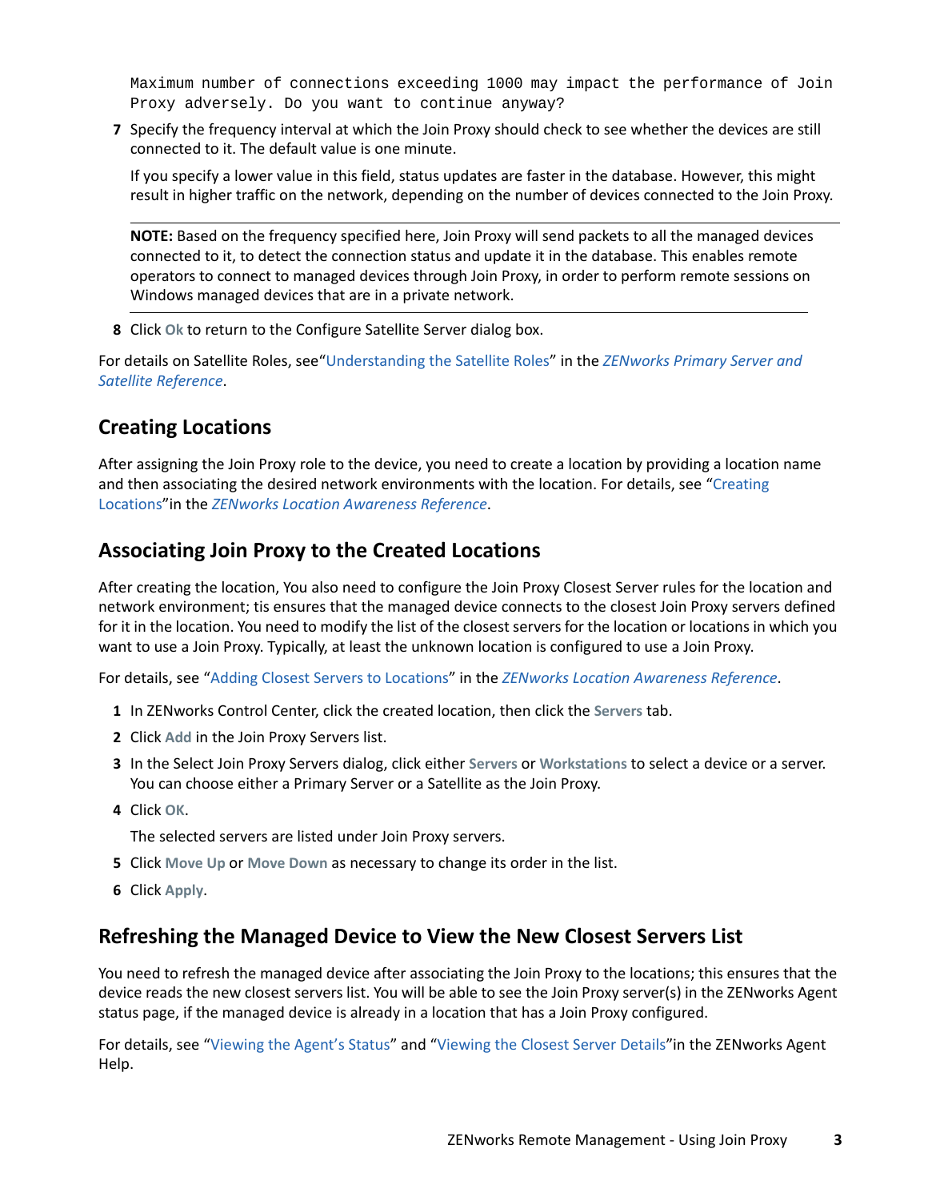```
Maximum number of connections exceeding 1000 may impact the performance of Join
Proxy adversely. Do you want to continue anyway?
```

7. Specify the frequency interval at which the Join Proxy should check to see whether the devices are still connected to it. The default value is one minute.

   If you specify a lower value in this field, status updates are faster in the database. However, this might result in higher traffic on the network, depending on the number of devices connected to the Join Proxy.

   ---

   **NOTE:** Based on the frequency specified here, Join Proxy will send packets to all the managed devices connected to it, to detect the connection status and update it in the database. This enables remote operators to connect to managed devices through Join Proxy, in order to perform remote sessions on Windows managed devices that are in a private network.

   ---

8. Click **Ok** to return to the Configure Satellite Server dialog box.

For details on Satellite Roles, see"Understanding the Satellite Roles" in the *ZENworks Primary Server and Satellite Reference*.

## Creating Locations

After assigning the Join Proxy role to the device, you need to create a location by providing a location name and then associating the desired network environments with the location. For details, see "Creating Locations"in the *ZENworks Location Awareness Reference*.

## Associating Join Proxy to the Created Locations

After creating the location, You also need to configure the Join Proxy Closest Server rules for the location and network environment; tis ensures that the managed device connects to the closest Join Proxy servers defined for it in the location. You need to modify the list of the closest servers for the location or locations in which you want to use a Join Proxy. Typically, at least the unknown location is configured to use a Join Proxy.

For details, see "Adding Closest Servers to Locations" in the *ZENworks Location Awareness Reference*.

1. In ZENworks Control Center, click the created location, then click the **Servers** tab.
2. Click **Add** in the Join Proxy Servers list.
3. In the Select Join Proxy Servers dialog, click either **Servers** or **Workstations** to select a device or a server. You can choose either a Primary Server or a Satellite as the Join Proxy.
4. Click **OK**.

   The selected servers are listed under Join Proxy servers.
5. Click **Move Up** or **Move Down** as necessary to change its order in the list.
6. Click **Apply**.

## Refreshing the Managed Device to View the New Closest Servers List

You need to refresh the managed device after associating the Join Proxy to the locations; this ensures that the device reads the new closest servers list. You will be able to see the Join Proxy server(s) in the ZENworks Agent status page, if the managed device is already in a location that has a Join Proxy configured.

For details, see "Viewing the Agent's Status" and "Viewing the Closest Server Details"in the ZENworks Agent Help.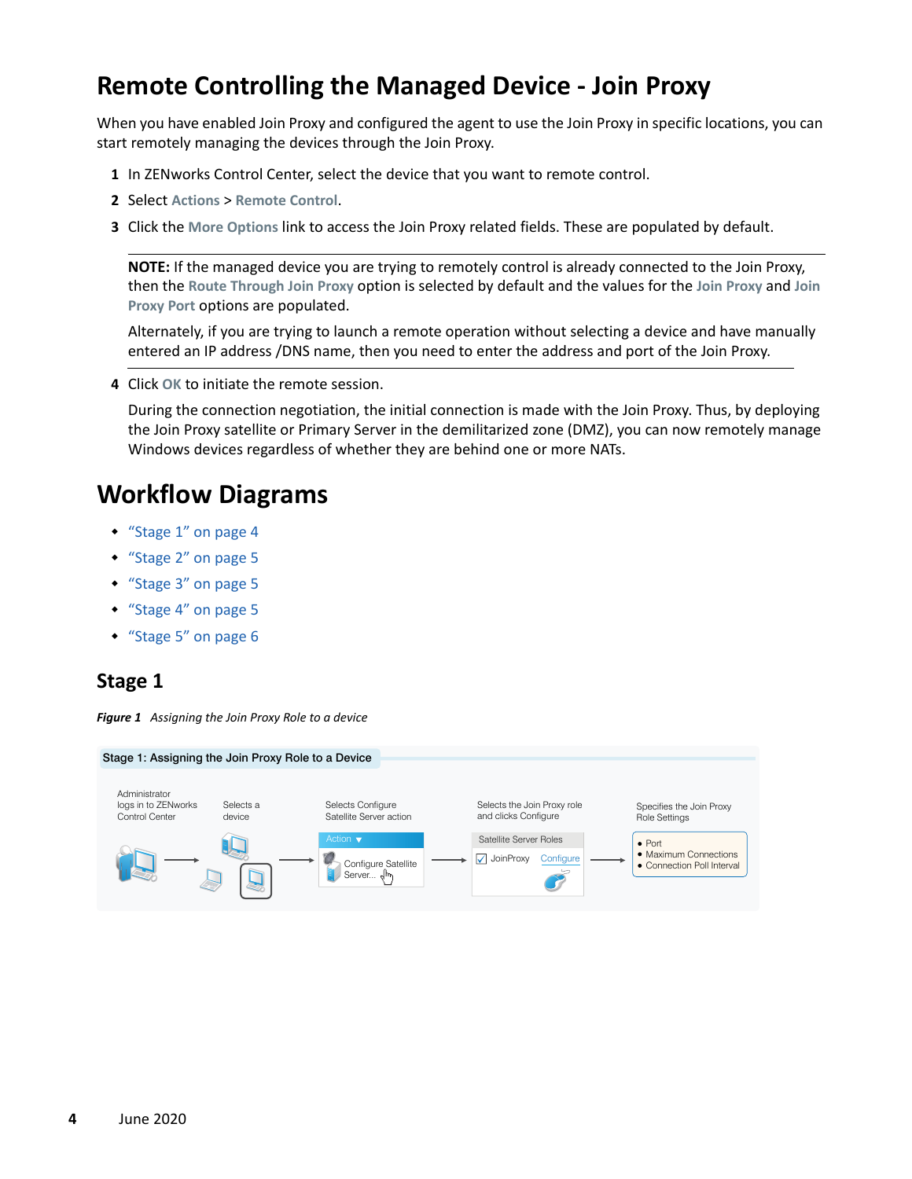# Remote Controlling the Managed Device - Join Proxy

When you have enabled Join Proxy and configured the agent to use the Join Proxy in specific locations, you can start remotely managing the devices through the Join Proxy.

1. In ZENworks Control Center, select the device that you want to remote control.
2. Select **Actions** > **Remote Control**.
3. Click the **More Options** link to access the Join Proxy related fields. These are populated by default.

   **NOTE:** If the managed device you are trying to remotely control is already connected to the Join Proxy, then the **Route Through Join Proxy** option is selected by default and the values for the **Join Proxy** and **Join Proxy Port** options are populated.

   Alternately, if you are trying to launch a remote operation without selecting a device and have manually entered an IP address /DNS name, then you need to enter the address and port of the Join Proxy.

4. Click **OK** to initiate the remote session.

   During the connection negotiation, the initial connection is made with the Join Proxy. Thus, by deploying the Join Proxy satellite or Primary Server in the demilitarized zone (DMZ), you can now remotely manage Windows devices regardless of whether they are behind one or more NATs.

# Workflow Diagrams

- "Stage 1" on page 4
- "Stage 2" on page 5
- "Stage 3" on page 5
- "Stage 4" on page 5
- "Stage 5" on page 6

## Stage 1

***Figure 1*** *Assigning the Join Proxy Role to a device*

Stage 1: Assigning the Join Proxy Role to a Device

Administrator logs in to ZENworks Control Center → Selects a device → Selects Configure Satellite Server action (Action ▾ / Configure Satellite Server...) → Selects the Join Proxy role and clicks Configure (Satellite Server Roles / ☑ JoinProxy Configure) → Specifies the Join Proxy Role Settings

- Port
- Maximum Connections
- Connection Poll Interval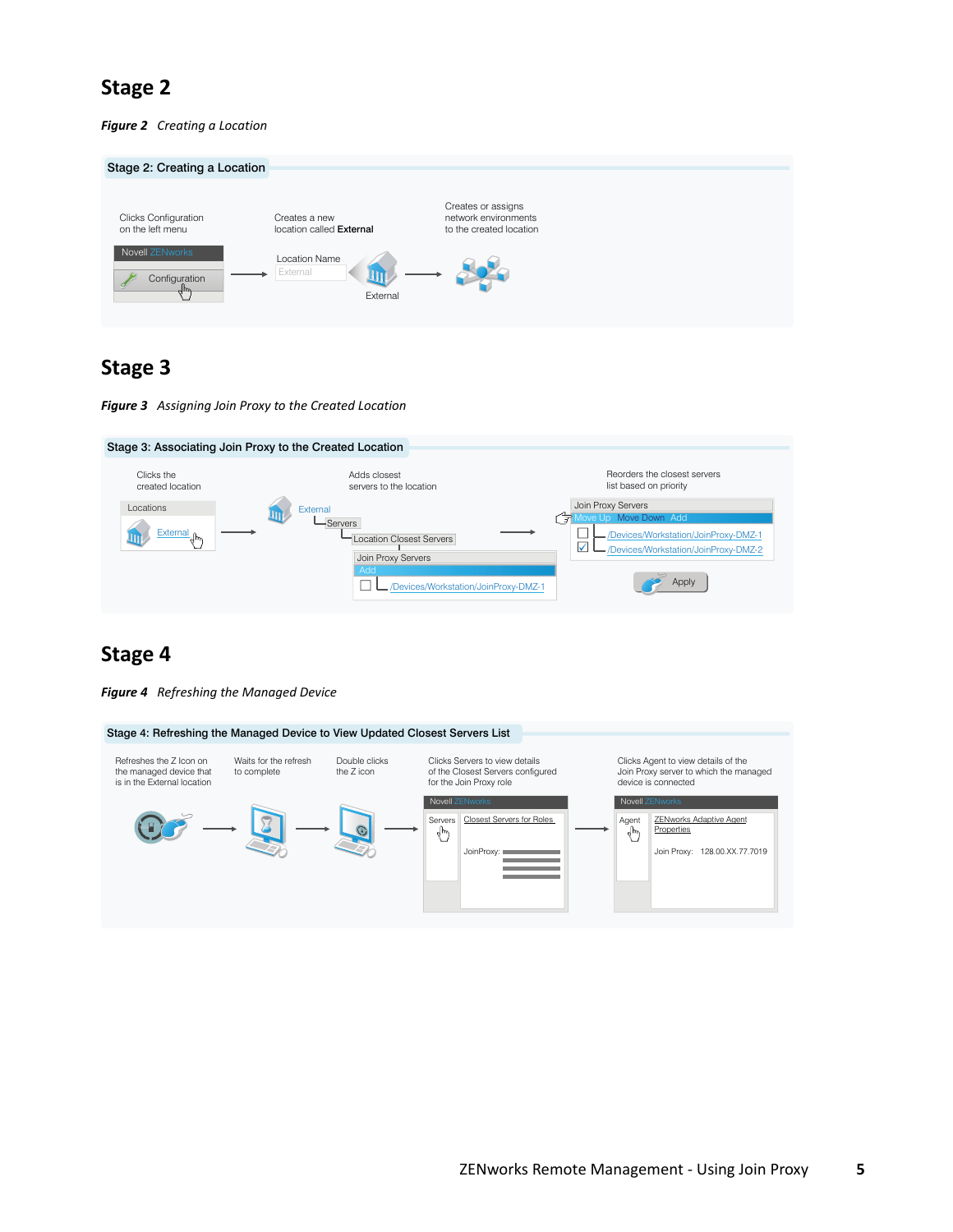## Stage 2

***Figure 2*** *Creating a Location*

Stage 2: Creating a Location

Clicks Configuration on the left menu

Novell ZENworks

Configuration

Creates a new location called **External**

Location Name

External

External

Creates or assigns network environments to the created location

## Stage 3

***Figure 3*** *Assigning Join Proxy to the Created Location*

Stage 3: Associating Join Proxy to the Created Location

Clicks the created location

Locations

External

Adds closest servers to the location

External

Servers

Location Closest Servers

Join Proxy Servers

Add

/Devices/Workstation/JoinProxy-DMZ-1

Reorders the closest servers list based on priority

Join Proxy Servers

Move Up Move Down Add

/Devices/Workstation/JoinProxy-DMZ-1

/Devices/Workstation/JoinProxy-DMZ-2

Apply

## Stage 4

***Figure 4*** *Refreshing the Managed Device*

Stage 4: Refreshing the Managed Device to View Updated Closest Servers List

Refreshes the Z Icon on the managed device that is in the External location

Waits for the refresh to complete

Double clicks the Z icon

Clicks Servers to view details of the Closest Servers configured for the Join Proxy role

Novell ZENworks

Servers

Closest Servers for Roles

JoinProxy:

Clicks Agent to view details of the Join Proxy server to which the managed device is connected

Novell ZENworks

Agent

ZENworks Adaptive Agent Properties

Join Proxy: 128.00.XX.77.7019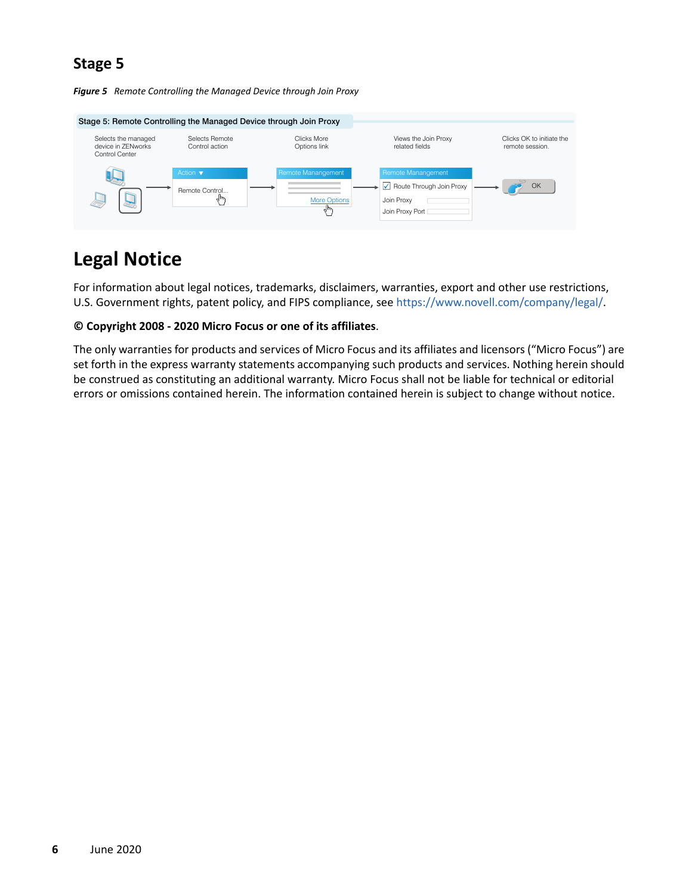## Stage 5

***Figure 5*** *Remote Controlling the Managed Device through Join Proxy*

Stage 5: Remote Controlling the Managed Device through Join Proxy

Selects the managed device in ZENworks Control Center

Selects Remote Control action

Clicks More Options link

Views the Join Proxy related fields

Clicks OK to initiate the remote session.

Action

Remote Control...

Remote Manangement

More Options

Remote Manangement

Route Through Join Proxy

Join Proxy

Join Proxy Port

OK

# Legal Notice

For information about legal notices, trademarks, disclaimers, warranties, export and other use restrictions, U.S. Government rights, patent policy, and FIPS compliance, see https://www.novell.com/company/legal/.

**© Copyright 2008 - 2020 Micro Focus or one of its affiliates**.

The only warranties for products and services of Micro Focus and its affiliates and licensors (“Micro Focus”) are set forth in the express warranty statements accompanying such products and services. Nothing herein should be construed as constituting an additional warranty. Micro Focus shall not be liable for technical or editorial errors or omissions contained herein. The information contained herein is subject to change without notice.